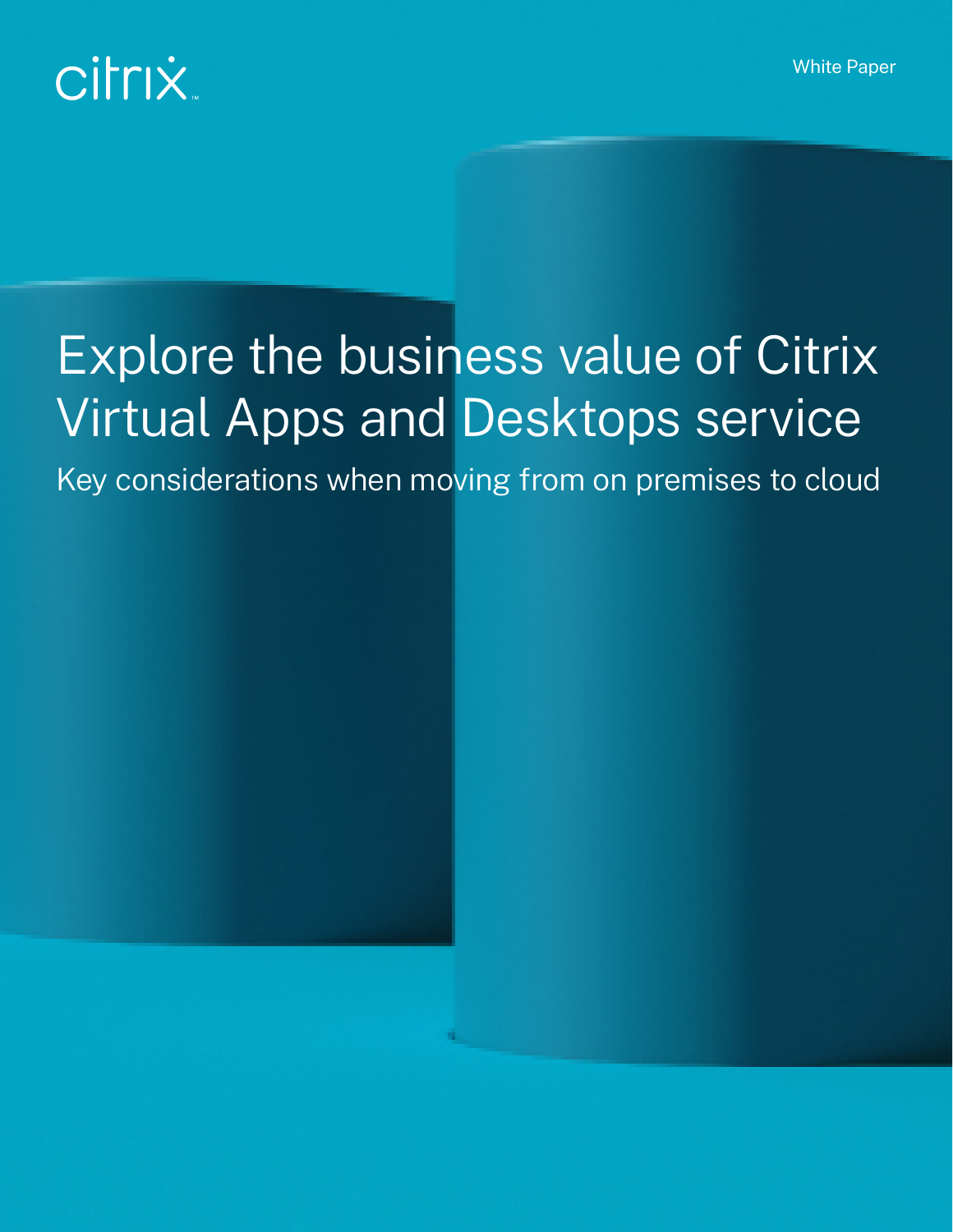citrix

White Paper

# Explore the business value of Citrix Virtual Apps and Desktops service

## Key considerations when moving from on premises to cloud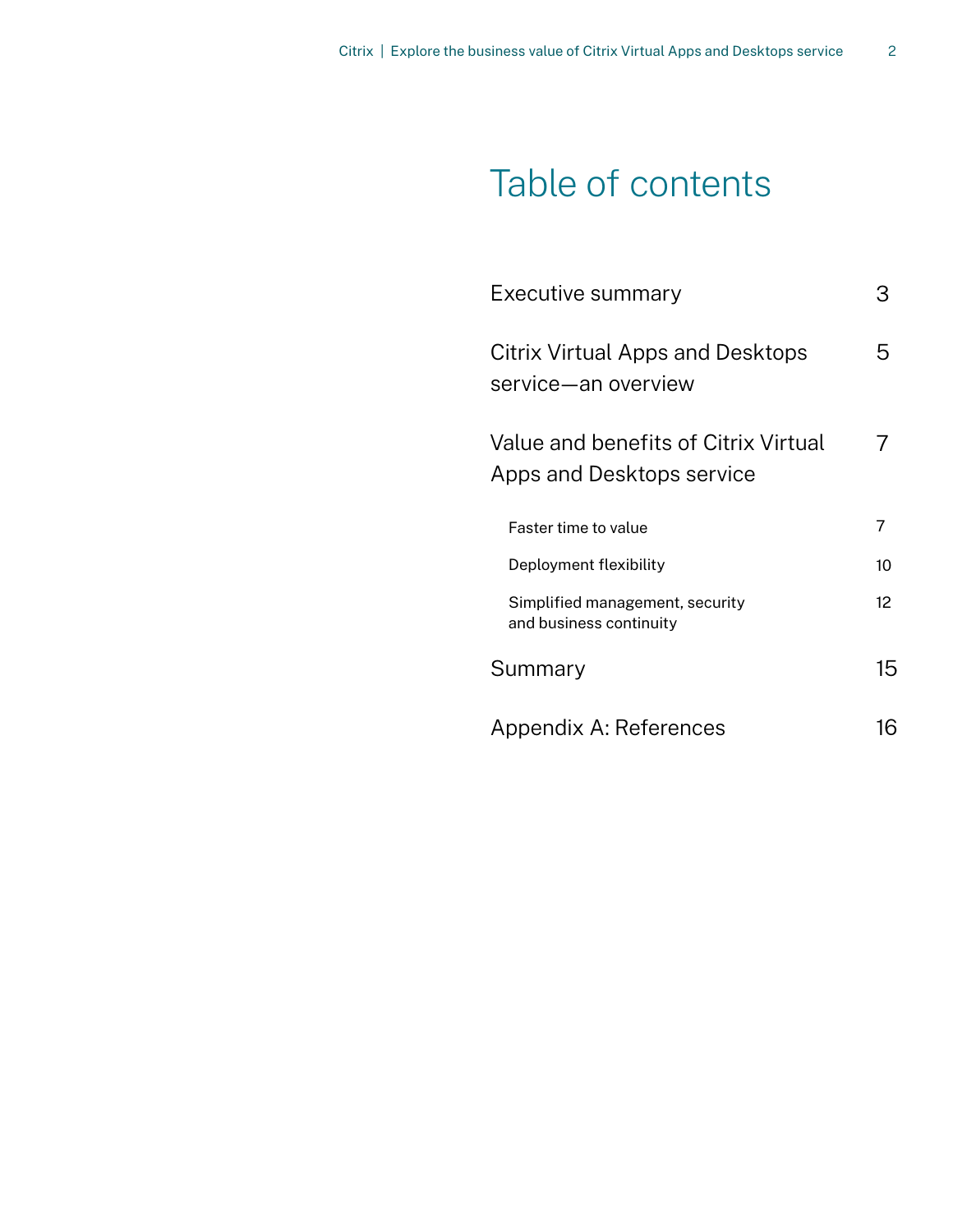# Table of contents

| | |
|---|---|
| Executive summary | 3 |
| Citrix Virtual Apps and Desktops service—an overview | 5 |
| Value and benefits of Citrix Virtual Apps and Desktops service | 7 |
| Faster time to value | 7 |
| Deployment flexibility | 10 |
| Simplified management, security and business continuity | 12 |
| Summary | 15 |
| Appendix A: References | 16 |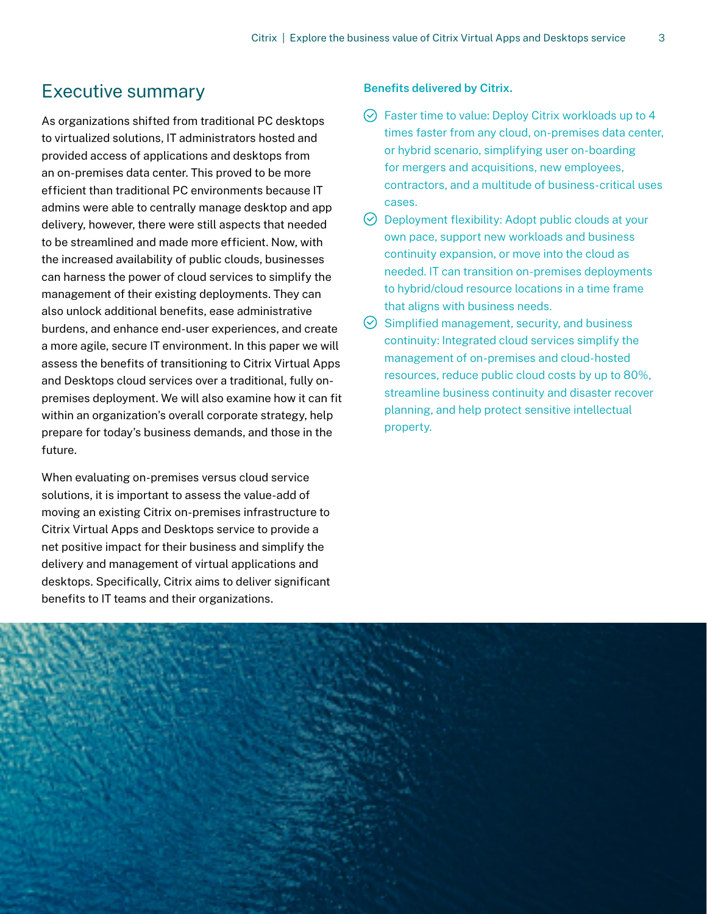## Executive summary

As organizations shifted from traditional PC desktops to virtualized solutions, IT administrators hosted and provided access of applications and desktops from an on-premises data center. This proved to be more efficient than traditional PC environments because IT admins were able to centrally manage desktop and app delivery, however, there were still aspects that needed to be streamlined and made more efficient. Now, with the increased availability of public clouds, businesses can harness the power of cloud services to simplify the management of their existing deployments. They can also unlock additional benefits, ease administrative burdens, and enhance end-user experiences, and create a more agile, secure IT environment. In this paper we will assess the benefits of transitioning to Citrix Virtual Apps and Desktops cloud services over a traditional, fully on-premises deployment. We will also examine how it can fit within an organization's overall corporate strategy, help prepare for today's business demands, and those in the future.

When evaluating on-premises versus cloud service solutions, it is important to assess the value-add of moving an existing Citrix on-premises infrastructure to Citrix Virtual Apps and Desktops service to provide a net positive impact for their business and simplify the delivery and management of virtual applications and desktops. Specifically, Citrix aims to deliver significant benefits to IT teams and their organizations.

**Benefits delivered by Citrix.**

- Faster time to value: Deploy Citrix workloads up to 4 times faster from any cloud, on-premises data center, or hybrid scenario, simplifying user on-boarding for mergers and acquisitions, new employees, contractors, and a multitude of business-critical uses cases.
- Deployment flexibility: Adopt public clouds at your own pace, support new workloads and business continuity expansion, or move into the cloud as needed. IT can transition on-premises deployments to hybrid/cloud resource locations in a time frame that aligns with business needs.
- Simplified management, security, and business continuity: Integrated cloud services simplify the management of on-premises and cloud-hosted resources, reduce public cloud costs by up to 80%, streamline business continuity and disaster recover planning, and help protect sensitive intellectual property.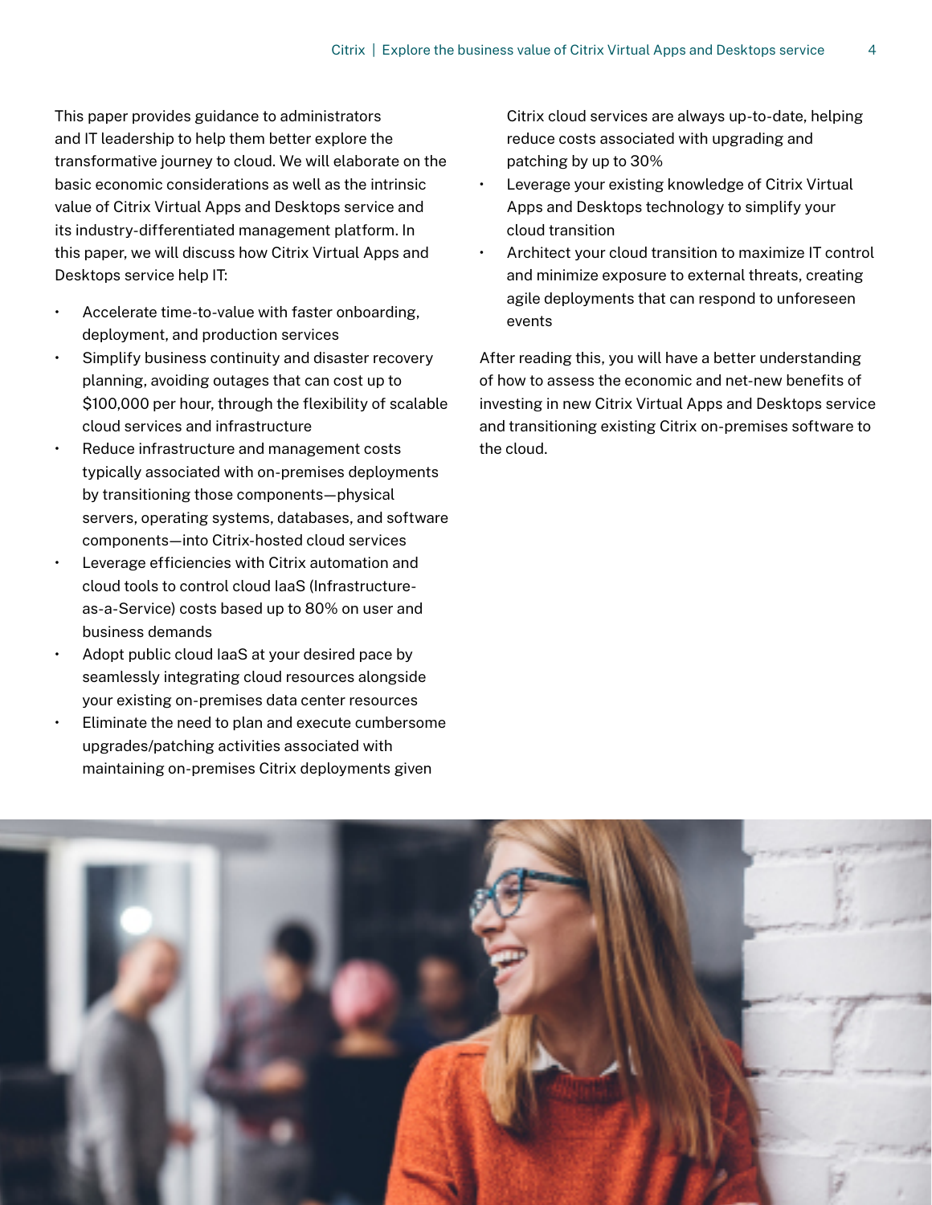This paper provides guidance to administrators and IT leadership to help them better explore the transformative journey to cloud. We will elaborate on the basic economic considerations as well as the intrinsic value of Citrix Virtual Apps and Desktops service and its industry-differentiated management platform. In this paper, we will discuss how Citrix Virtual Apps and Desktops service help IT:

- Accelerate time-to-value with faster onboarding, deployment, and production services
- Simplify business continuity and disaster recovery planning, avoiding outages that can cost up to $100,000 per hour, through the flexibility of scalable cloud services and infrastructure
- Reduce infrastructure and management costs typically associated with on-premises deployments by transitioning those components—physical servers, operating systems, databases, and software components—into Citrix-hosted cloud services
- Leverage efficiencies with Citrix automation and cloud tools to control cloud IaaS (Infrastructure-as-a-Service) costs based up to 80% on user and business demands
- Adopt public cloud IaaS at your desired pace by seamlessly integrating cloud resources alongside your existing on-premises data center resources
- Eliminate the need to plan and execute cumbersome upgrades/patching activities associated with maintaining on-premises Citrix deployments given Citrix cloud services are always up-to-date, helping reduce costs associated with upgrading and patching by up to 30%
- Leverage your existing knowledge of Citrix Virtual Apps and Desktops technology to simplify your cloud transition
- Architect your cloud transition to maximize IT control and minimize exposure to external threats, creating agile deployments that can respond to unforeseen events

After reading this, you will have a better understanding of how to assess the economic and net-new benefits of investing in new Citrix Virtual Apps and Desktops service and transitioning existing Citrix on-premises software to the cloud.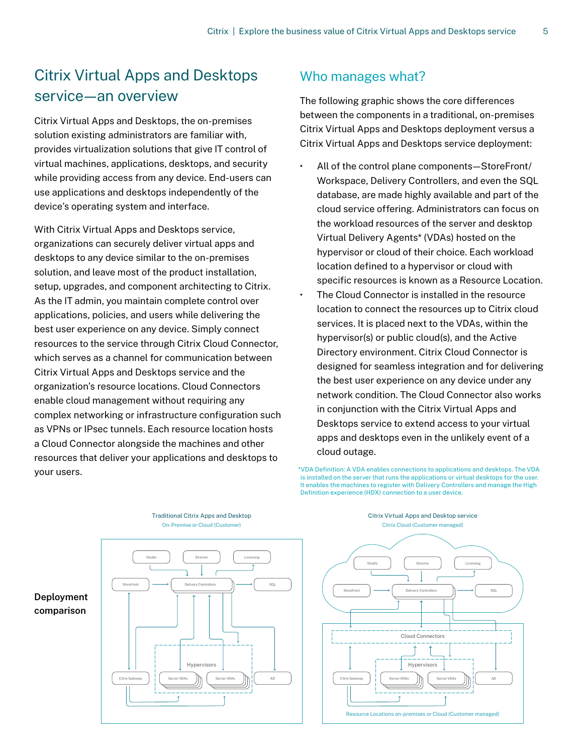## Citrix Virtual Apps and Desktops service—an overview

Citrix Virtual Apps and Desktops, the on-premises solution existing administrators are familiar with, provides virtualization solutions that give IT control of virtual machines, applications, desktops, and security while providing access from any device. End-users can use applications and desktops independently of the device's operating system and interface.

With Citrix Virtual Apps and Desktops service, organizations can securely deliver virtual apps and desktops to any device similar to the on-premises solution, and leave most of the product installation, setup, upgrades, and component architecting to Citrix. As the IT admin, you maintain complete control over applications, policies, and users while delivering the best user experience on any device. Simply connect resources to the service through Citrix Cloud Connector, which serves as a channel for communication between Citrix Virtual Apps and Desktops service and the organization's resource locations. Cloud Connectors enable cloud management without requiring any complex networking or infrastructure configuration such as VPNs or IPsec tunnels. Each resource location hosts a Cloud Connector alongside the machines and other resources that deliver your applications and desktops to your users.

## Who manages what?

The following graphic shows the core differences between the components in a traditional, on-premises Citrix Virtual Apps and Desktops deployment versus a Citrix Virtual Apps and Desktops service deployment:

- All of the control plane components—StoreFront/ Workspace, Delivery Controllers, and even the SQL database, are made highly available and part of the cloud service offering. Administrators can focus on the workload resources of the server and desktop Virtual Delivery Agents* (VDAs) hosted on the hypervisor or cloud of their choice. Each workload location defined to a hypervisor or cloud with specific resources is known as a Resource Location.
- The Cloud Connector is installed in the resource location to connect the resources up to Citrix cloud services. It is placed next to the VDAs, within the hypervisor(s) or public cloud(s), and the Active Directory environment. Citrix Cloud Connector is designed for seamless integration and for delivering the best user experience on any device under any network condition. The Cloud Connector also works in conjunction with the Citrix Virtual Apps and Desktops service to extend access to your virtual apps and desktops even in the unlikely event of a cloud outage.

*VDA Definition: A VDA enables connections to applications and desktops. The VDA is installed on the server that runs the applications or virtual desktops for the user. It enables the machines to register with Delivery Controllers and manage the High Definition experience (HDX) connection to a user device.

**Deployment comparison**

Traditional Citrix Apps and Desktop
On-Premise or Cloud (Customer)

Studio, Director, Licensing, Storefront, Delivery Controllers, SQL, Hypervisors, Citrix Gateway, Server VDAs, Server VDAs, AD

Citrix Virtual Apps and Desktop service
Citrix Cloud (Customer managed)

Studio, Director, Licensing, Storefront, Delivery Controllers, SQL, Cloud Connectors, Hypervisors, Citrix Gateway, Server VDAs, Server VDAs, AD

Resource Locations on-premises or Cloud (Customer managed)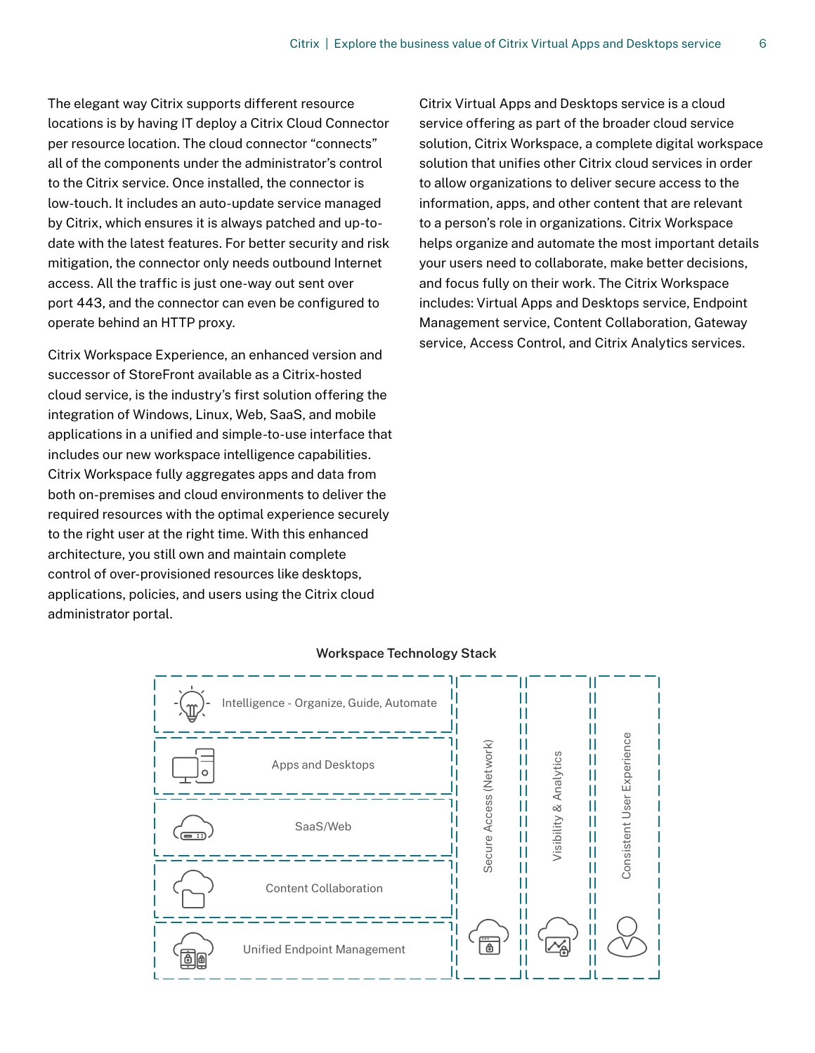The elegant way Citrix supports different resource locations is by having IT deploy a Citrix Cloud Connector per resource location. The cloud connector "connects" all of the components under the administrator's control to the Citrix service. Once installed, the connector is low-touch. It includes an auto-update service managed by Citrix, which ensures it is always patched and up-to-date with the latest features. For better security and risk mitigation, the connector only needs outbound Internet access. All the traffic is just one-way out sent over port 443, and the connector can even be configured to operate behind an HTTP proxy.

Citrix Workspace Experience, an enhanced version and successor of StoreFront available as a Citrix-hosted cloud service, is the industry's first solution offering the integration of Windows, Linux, Web, SaaS, and mobile applications in a unified and simple-to-use interface that includes our new workspace intelligence capabilities. Citrix Workspace fully aggregates apps and data from both on-premises and cloud environments to deliver the required resources with the optimal experience securely to the right user at the right time. With this enhanced architecture, you still own and maintain complete control of over-provisioned resources like desktops, applications, policies, and users using the Citrix cloud administrator portal.

Citrix Virtual Apps and Desktops service is a cloud service offering as part of the broader cloud service solution, Citrix Workspace, a complete digital workspace solution that unifies other Citrix cloud services in order to allow organizations to deliver secure access to the information, apps, and other content that are relevant to a person's role in organizations. Citrix Workspace helps organize and automate the most important details your users need to collaborate, make better decisions, and focus fully on their work. The Citrix Workspace includes: Virtual Apps and Desktops service, Endpoint Management service, Content Collaboration, Gateway service, Access Control, and Citrix Analytics services.

**Workspace Technology Stack**

- Intelligence - Organize, Guide, Automate
- Apps and Desktops
- SaaS/Web
- Content Collaboration
- Unified Endpoint Management
- Secure Access (Network)
- Visibility & Analytics
- Consistent User Experience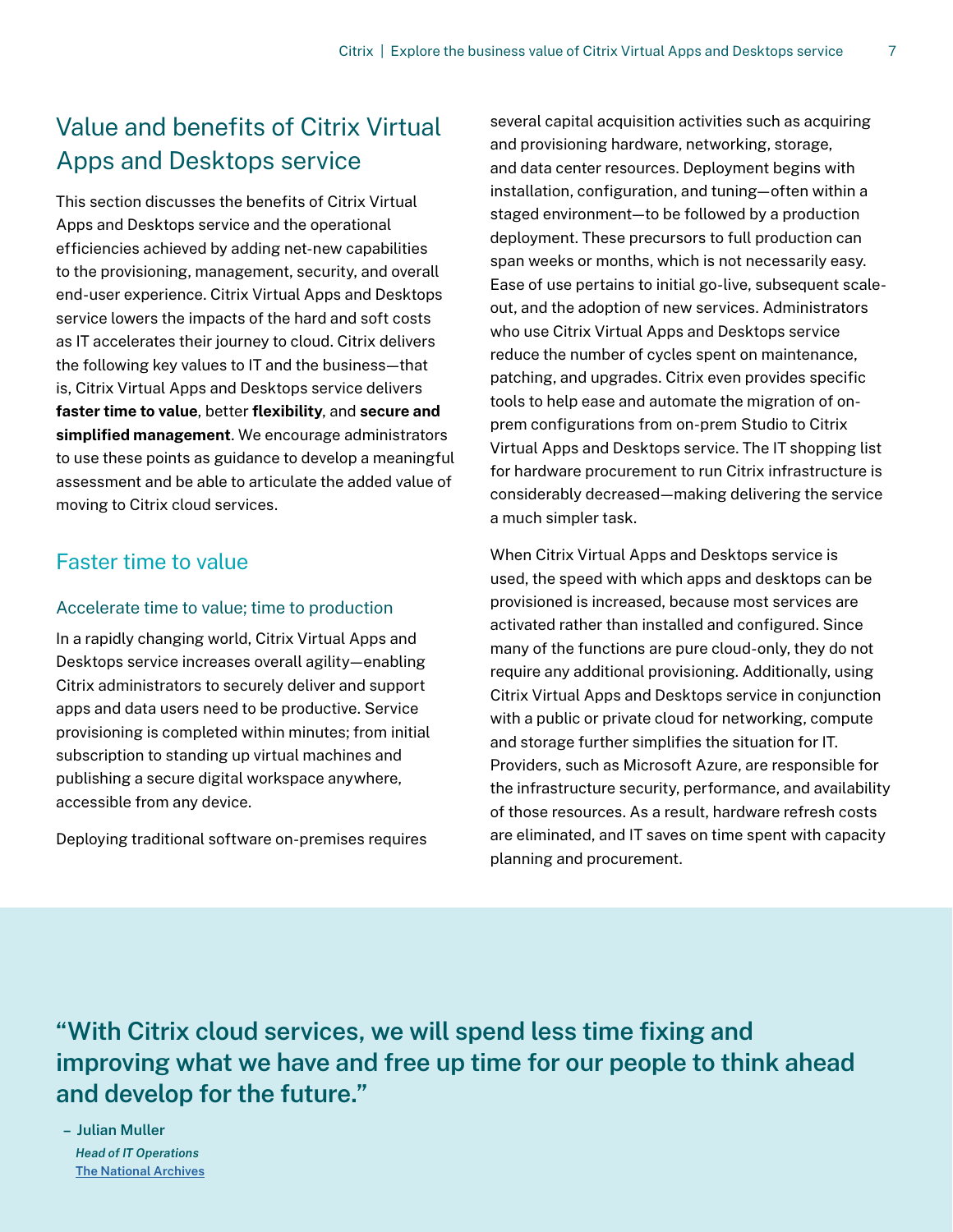## Value and benefits of Citrix Virtual Apps and Desktops service

This section discusses the benefits of Citrix Virtual Apps and Desktops service and the operational efficiencies achieved by adding net-new capabilities to the provisioning, management, security, and overall end-user experience. Citrix Virtual Apps and Desktops service lowers the impacts of the hard and soft costs as IT accelerates their journey to cloud. Citrix delivers the following key values to IT and the business—that is, Citrix Virtual Apps and Desktops service delivers **faster time to value**, better **flexibility**, and **secure and simplified management**. We encourage administrators to use these points as guidance to develop a meaningful assessment and be able to articulate the added value of moving to Citrix cloud services.

### Faster time to value

#### Accelerate time to value; time to production

In a rapidly changing world, Citrix Virtual Apps and Desktops service increases overall agility—enabling Citrix administrators to securely deliver and support apps and data users need to be productive. Service provisioning is completed within minutes; from initial subscription to standing up virtual machines and publishing a secure digital workspace anywhere, accessible from any device.

Deploying traditional software on-premises requires several capital acquisition activities such as acquiring and provisioning hardware, networking, storage, and data center resources. Deployment begins with installation, configuration, and tuning—often within a staged environment—to be followed by a production deployment. These precursors to full production can span weeks or months, which is not necessarily easy. Ease of use pertains to initial go-live, subsequent scale-out, and the adoption of new services. Administrators who use Citrix Virtual Apps and Desktops service reduce the number of cycles spent on maintenance, patching, and upgrades. Citrix even provides specific tools to help ease and automate the migration of on-prem configurations from on-prem Studio to Citrix Virtual Apps and Desktops service. The IT shopping list for hardware procurement to run Citrix infrastructure is considerably decreased—making delivering the service a much simpler task.

When Citrix Virtual Apps and Desktops service is used, the speed with which apps and desktops can be provisioned is increased, because most services are activated rather than installed and configured. Since many of the functions are pure cloud-only, they do not require any additional provisioning. Additionally, using Citrix Virtual Apps and Desktops service in conjunction with a public or private cloud for networking, compute and storage further simplifies the situation for IT. Providers, such as Microsoft Azure, are responsible for the infrastructure security, performance, and availability of those resources. As a result, hardware refresh costs are eliminated, and IT saves on time spent with capacity planning and procurement.

> **"With Citrix cloud services, we will spend less time fixing and improving what we have and free up time for our people to think ahead and develop for the future."**
>
> – **Julian Muller**
> *Head of IT Operations*
> The National Archives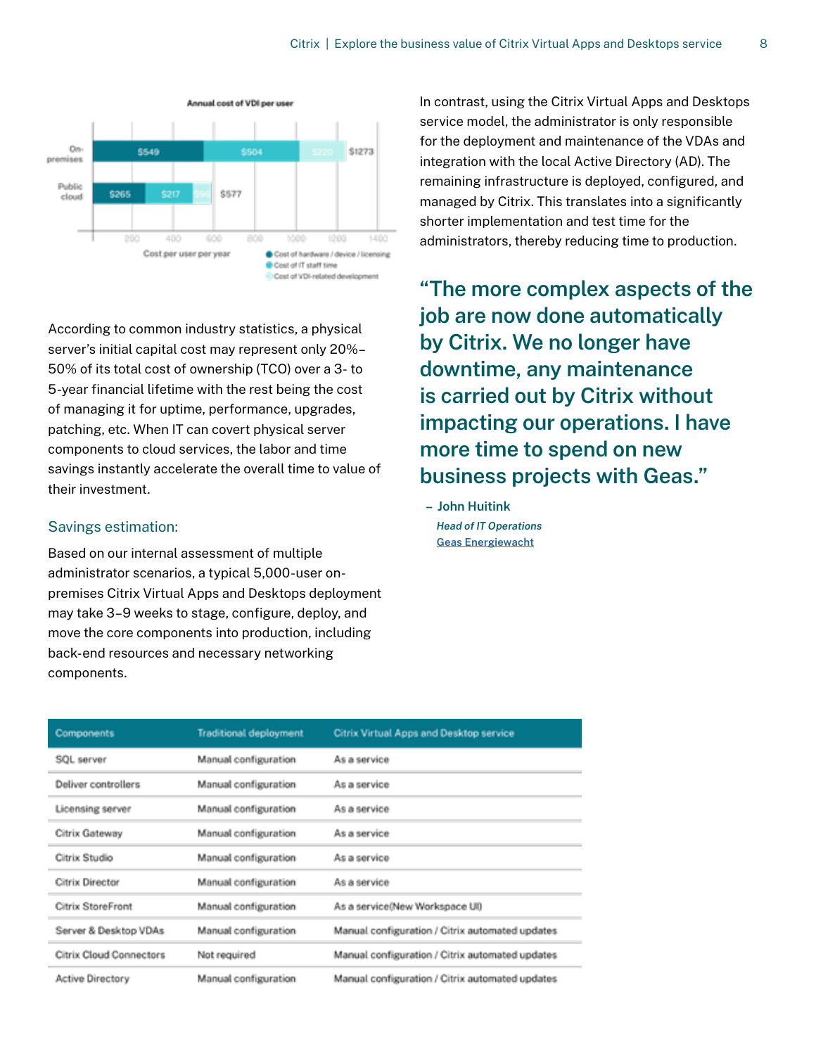**Annual cost of VDI per user**

| | Cost of hardware / device / licensing | Cost of IT staff time | Cost of VDI-related development | Total |
|---|---|---|---|---|
| On-premises | $549 | $504 | $220 | $1273 |
| Public cloud | $265 | $217 | $95 | $577 |

Cost per user per year

According to common industry statistics, a physical server's initial capital cost may represent only 20%–50% of its total cost of ownership (TCO) over a 3- to 5-year financial lifetime with the rest being the cost of managing it for uptime, performance, upgrades, patching, etc. When IT can covert physical server components to cloud services, the labor and time savings instantly accelerate the overall time to value of their investment.

## Savings estimation:

Based on our internal assessment of multiple administrator scenarios, a typical 5,000-user on-premises Citrix Virtual Apps and Desktops deployment may take 3–9 weeks to stage, configure, deploy, and move the core components into production, including back-end resources and necessary networking components.

In contrast, using the Citrix Virtual Apps and Desktops service model, the administrator is only responsible for the deployment and maintenance of the VDAs and integration with the local Active Directory (AD). The remaining infrastructure is deployed, configured, and managed by Citrix. This translates into a significantly shorter implementation and test time for the administrators, thereby reducing time to production.

> **"The more complex aspects of the job are now done automatically by Citrix. We no longer have downtime, any maintenance is carried out by Citrix without impacting our operations. I have more time to spend on new business projects with Geas."**
>
> – **John Huitink**
> *Head of IT Operations*
> Geas Energiewacht

| Components | Traditional deployment | Citrix Virtual Apps and Desktop service |
|---|---|---|
| SQL server | Manual configuration | As a service |
| Deliver controllers | Manual configuration | As a service |
| Licensing server | Manual configuration | As a service |
| Citrix Gateway | Manual configuration | As a service |
| Citrix Studio | Manual configuration | As a service |
| Citrix Director | Manual configuration | As a service |
| Citrix StoreFront | Manual configuration | As a service(New Workspace UI) |
| Server & Desktop VDAs | Manual configuration | Manual configuration / Citrix automated updates |
| Citrix Cloud Connectors | Not required | Manual configuration / Citrix automated updates |
| Active Directory | Manual configuration | Manual configuration / Citrix automated updates |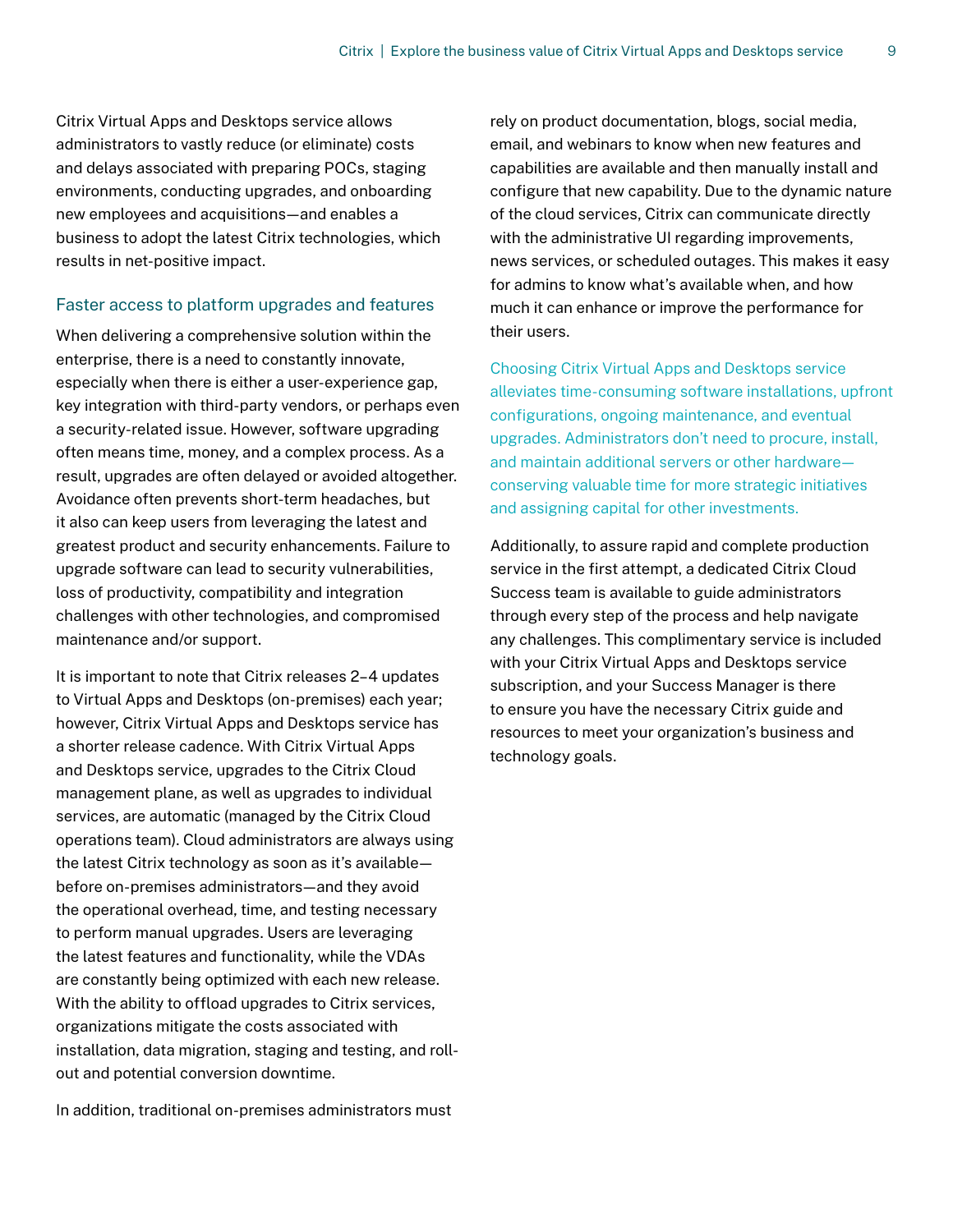Citrix Virtual Apps and Desktops service allows administrators to vastly reduce (or eliminate) costs and delays associated with preparing POCs, staging environments, conducting upgrades, and onboarding new employees and acquisitions—and enables a business to adopt the latest Citrix technologies, which results in net-positive impact.

### Faster access to platform upgrades and features

When delivering a comprehensive solution within the enterprise, there is a need to constantly innovate, especially when there is either a user-experience gap, key integration with third-party vendors, or perhaps even a security-related issue. However, software upgrading often means time, money, and a complex process. As a result, upgrades are often delayed or avoided altogether. Avoidance often prevents short-term headaches, but it also can keep users from leveraging the latest and greatest product and security enhancements. Failure to upgrade software can lead to security vulnerabilities, loss of productivity, compatibility and integration challenges with other technologies, and compromised maintenance and/or support.

It is important to note that Citrix releases 2–4 updates to Virtual Apps and Desktops (on-premises) each year; however, Citrix Virtual Apps and Desktops service has a shorter release cadence. With Citrix Virtual Apps and Desktops service, upgrades to the Citrix Cloud management plane, as well as upgrades to individual services, are automatic (managed by the Citrix Cloud operations team). Cloud administrators are always using the latest Citrix technology as soon as it's available—before on-premises administrators—and they avoid the operational overhead, time, and testing necessary to perform manual upgrades. Users are leveraging the latest features and functionality, while the VDAs are constantly being optimized with each new release. With the ability to offload upgrades to Citrix services, organizations mitigate the costs associated with installation, data migration, staging and testing, and roll-out and potential conversion downtime.

In addition, traditional on-premises administrators must rely on product documentation, blogs, social media, email, and webinars to know when new features and capabilities are available and then manually install and configure that new capability. Due to the dynamic nature of the cloud services, Citrix can communicate directly with the administrative UI regarding improvements, news services, or scheduled outages. This makes it easy for admins to know what's available when, and how much it can enhance or improve the performance for their users.

Choosing Citrix Virtual Apps and Desktops service alleviates time-consuming software installations, upfront configurations, ongoing maintenance, and eventual upgrades. Administrators don't need to procure, install, and maintain additional servers or other hardware—conserving valuable time for more strategic initiatives and assigning capital for other investments.

Additionally, to assure rapid and complete production service in the first attempt, a dedicated Citrix Cloud Success team is available to guide administrators through every step of the process and help navigate any challenges. This complimentary service is included with your Citrix Virtual Apps and Desktops service subscription, and your Success Manager is there to ensure you have the necessary Citrix guide and resources to meet your organization's business and technology goals.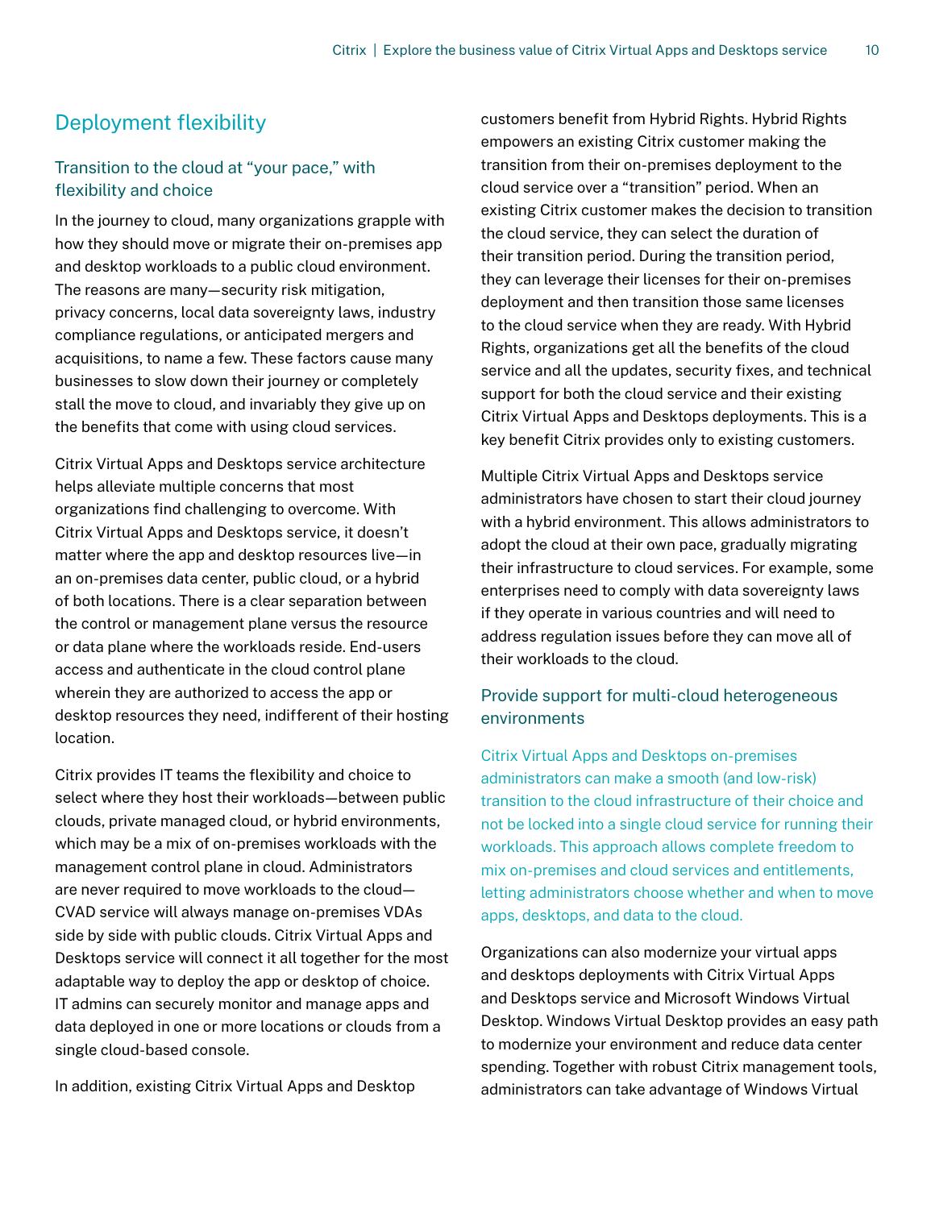## Deployment flexibility

### Transition to the cloud at "your pace," with flexibility and choice

In the journey to cloud, many organizations grapple with how they should move or migrate their on-premises app and desktop workloads to a public cloud environment. The reasons are many—security risk mitigation, privacy concerns, local data sovereignty laws, industry compliance regulations, or anticipated mergers and acquisitions, to name a few. These factors cause many businesses to slow down their journey or completely stall the move to cloud, and invariably they give up on the benefits that come with using cloud services.

Citrix Virtual Apps and Desktops service architecture helps alleviate multiple concerns that most organizations find challenging to overcome. With Citrix Virtual Apps and Desktops service, it doesn't matter where the app and desktop resources live—in an on-premises data center, public cloud, or a hybrid of both locations. There is a clear separation between the control or management plane versus the resource or data plane where the workloads reside. End-users access and authenticate in the cloud control plane wherein they are authorized to access the app or desktop resources they need, indifferent of their hosting location.

Citrix provides IT teams the flexibility and choice to select where they host their workloads—between public clouds, private managed cloud, or hybrid environments, which may be a mix of on-premises workloads with the management control plane in cloud. Administrators are never required to move workloads to the cloud—CVAD service will always manage on-premises VDAs side by side with public clouds. Citrix Virtual Apps and Desktops service will connect it all together for the most adaptable way to deploy the app or desktop of choice. IT admins can securely monitor and manage apps and data deployed in one or more locations or clouds from a single cloud-based console.

In addition, existing Citrix Virtual Apps and Desktop customers benefit from Hybrid Rights. Hybrid Rights empowers an existing Citrix customer making the transition from their on-premises deployment to the cloud service over a "transition" period. When an existing Citrix customer makes the decision to transition the cloud service, they can select the duration of their transition period. During the transition period, they can leverage their licenses for their on-premises deployment and then transition those same licenses to the cloud service when they are ready. With Hybrid Rights, organizations get all the benefits of the cloud service and all the updates, security fixes, and technical support for both the cloud service and their existing Citrix Virtual Apps and Desktops deployments. This is a key benefit Citrix provides only to existing customers.

Multiple Citrix Virtual Apps and Desktops service administrators have chosen to start their cloud journey with a hybrid environment. This allows administrators to adopt the cloud at their own pace, gradually migrating their infrastructure to cloud services. For example, some enterprises need to comply with data sovereignty laws if they operate in various countries and will need to address regulation issues before they can move all of their workloads to the cloud.

### Provide support for multi-cloud heterogeneous environments

Citrix Virtual Apps and Desktops on-premises administrators can make a smooth (and low-risk) transition to the cloud infrastructure of their choice and not be locked into a single cloud service for running their workloads. This approach allows complete freedom to mix on-premises and cloud services and entitlements, letting administrators choose whether and when to move apps, desktops, and data to the cloud.

Organizations can also modernize your virtual apps and desktops deployments with Citrix Virtual Apps and Desktops service and Microsoft Windows Virtual Desktop. Windows Virtual Desktop provides an easy path to modernize your environment and reduce data center spending. Together with robust Citrix management tools, administrators can take advantage of Windows Virtual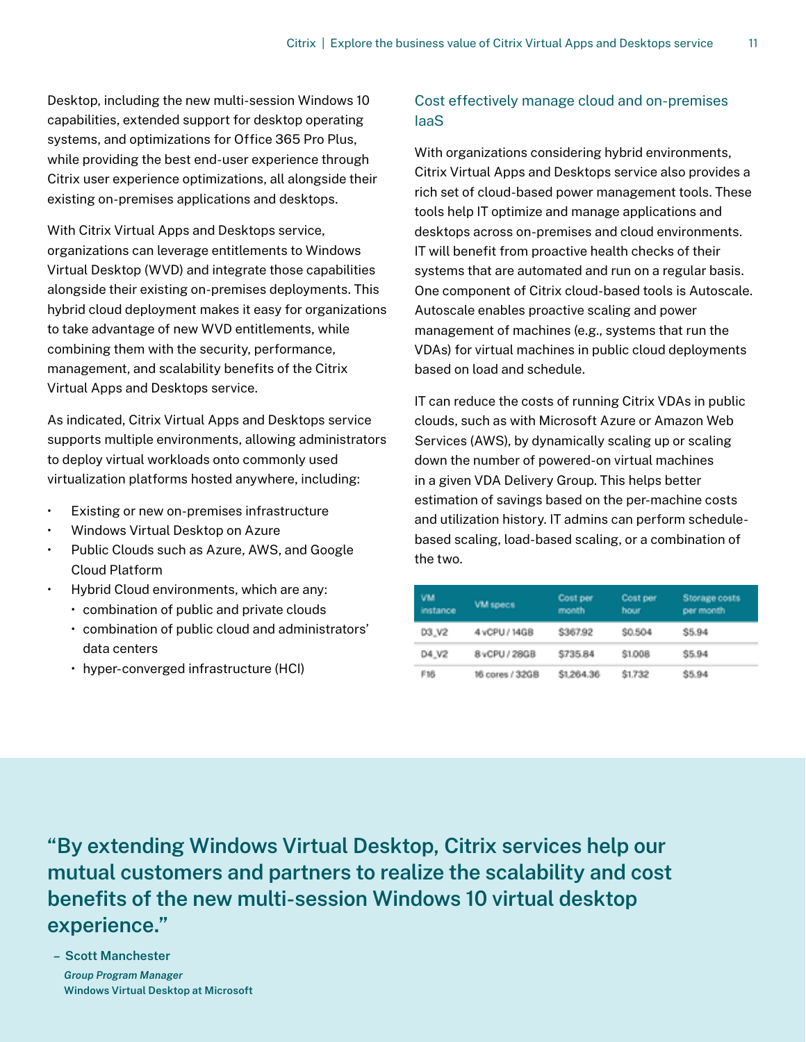Desktop, including the new multi-session Windows 10 capabilities, extended support for desktop operating systems, and optimizations for Office 365 Pro Plus, while providing the best end-user experience through Citrix user experience optimizations, all alongside their existing on-premises applications and desktops.

With Citrix Virtual Apps and Desktops service, organizations can leverage entitlements to Windows Virtual Desktop (WVD) and integrate those capabilities alongside their existing on-premises deployments. This hybrid cloud deployment makes it easy for organizations to take advantage of new WVD entitlements, while combining them with the security, performance, management, and scalability benefits of the Citrix Virtual Apps and Desktops service.

As indicated, Citrix Virtual Apps and Desktops service supports multiple environments, allowing administrators to deploy virtual workloads onto commonly used virtualization platforms hosted anywhere, including:

- Existing or new on-premises infrastructure
- Windows Virtual Desktop on Azure
- Public Clouds such as Azure, AWS, and Google Cloud Platform
- Hybrid Cloud environments, which are any:
  - combination of public and private clouds
  - combination of public cloud and administrators' data centers
  - hyper-converged infrastructure (HCI)

### Cost effectively manage cloud and on-premises IaaS

With organizations considering hybrid environments, Citrix Virtual Apps and Desktops service also provides a rich set of cloud-based power management tools. These tools help IT optimize and manage applications and desktops across on-premises and cloud environments. IT will benefit from proactive health checks of their systems that are automated and run on a regular basis. One component of Citrix cloud-based tools is Autoscale. Autoscale enables proactive scaling and power management of machines (e.g., systems that run the VDAs) for virtual machines in public cloud deployments based on load and schedule.

IT can reduce the costs of running Citrix VDAs in public clouds, such as with Microsoft Azure or Amazon Web Services (AWS), by dynamically scaling up or scaling down the number of powered-on virtual machines in a given VDA Delivery Group. This helps better estimation of savings based on the per-machine costs and utilization history. IT admins can perform schedule-based scaling, load-based scaling, or a combination of the two.

| VM instance | VM specs | Cost per month | Cost per hour | Storage costs per month |
|---|---|---|---|---|
| D3_V2 | 4 vCPU / 14GB | $367.92 | $0.504 | $5.94 |
| D4_V2 | 8 vCPU / 28GB | $735.84 | $1.008 | $5.94 |
| F16 | 16 cores / 32GB | $1,264.36 | $1.732 | $5.94 |

**"By extending Windows Virtual Desktop, Citrix services help our mutual customers and partners to realize the scalability and cost benefits of the new multi-session Windows 10 virtual desktop experience."**

– **Scott Manchester**
*Group Program Manager*
**Windows Virtual Desktop at Microsoft**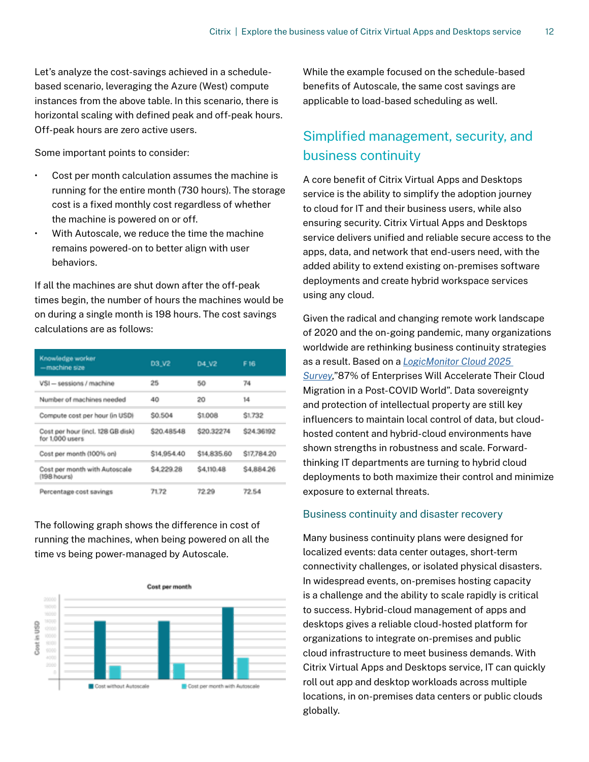Let's analyze the cost-savings achieved in a schedule-based scenario, leveraging the Azure (West) compute instances from the above table. In this scenario, there is horizontal scaling with defined peak and off-peak hours. Off-peak hours are zero active users.

Some important points to consider:

- Cost per month calculation assumes the machine is running for the entire month (730 hours). The storage cost is a fixed monthly cost regardless of whether the machine is powered on or off.
- With Autoscale, we reduce the time the machine remains powered-on to better align with user behaviors.

If all the machines are shut down after the off-peak times begin, the number of hours the machines would be on during a single month is 198 hours. The cost savings calculations are as follows:

| Knowledge worker —machine size | D3_V2 | D4_V2 | F16 |
|---|---|---|---|
| VSI — sessions / machine | 25 | 50 | 74 |
| Number of machines needed | 40 | 20 | 14 |
| Compute cost per hour (in USD) | $0.504 | $1.008 | $1.732 |
| Cost per hour (incl. 128 GB disk) for 1,000 users | $20.48548 | $20.32274 | $24.36192 |
| Cost per month (100% on) | $14,954.40 | $14,835.60 | $17,784.20 |
| Cost per month with Autoscale (198 hours) | $4,229.28 | $4,110.48 | $4,884.26 |
| Percentage cost savings | 71.72 | 72.29 | 72.54 |

The following graph shows the difference in cost of running the machines, when being powered on all the time vs being power-managed by Autoscale.

While the example focused on the schedule-based benefits of Autoscale, the same cost savings are applicable to load-based scheduling as well.

## Simplified management, security, and business continuity

A core benefit of Citrix Virtual Apps and Desktops service is the ability to simplify the adoption journey to cloud for IT and their business users, while also ensuring security. Citrix Virtual Apps and Desktops service delivers unified and reliable secure access to the apps, data, and network that end-users need, with the added ability to extend existing on-premises software deployments and create hybrid workspace services using any cloud.

Given the radical and changing remote work landscape of 2020 and the on-going pandemic, many organizations worldwide are rethinking business continuity strategies as a result. Based on a LogicMonitor Cloud 2025 Survey,"87% of Enterprises Will Accelerate Their Cloud Migration in a Post-COVID World". Data sovereignty and protection of intellectual property are still key influencers to maintain local control of data, but cloud-hosted content and hybrid-cloud environments have shown strengths in robustness and scale. Forward-thinking IT departments are turning to hybrid cloud deployments to both maximize their control and minimize exposure to external threats.

### Business continuity and disaster recovery

Many business continuity plans were designed for localized events: data center outages, short-term connectivity challenges, or isolated physical disasters. In widespread events, on-premises hosting capacity is a challenge and the ability to scale rapidly is critical to success. Hybrid-cloud management of apps and desktops gives a reliable cloud-hosted platform for organizations to integrate on-premises and public cloud infrastructure to meet business demands. With Citrix Virtual Apps and Desktops service, IT can quickly roll out app and desktop workloads across multiple locations, in on-premises data centers or public clouds globally.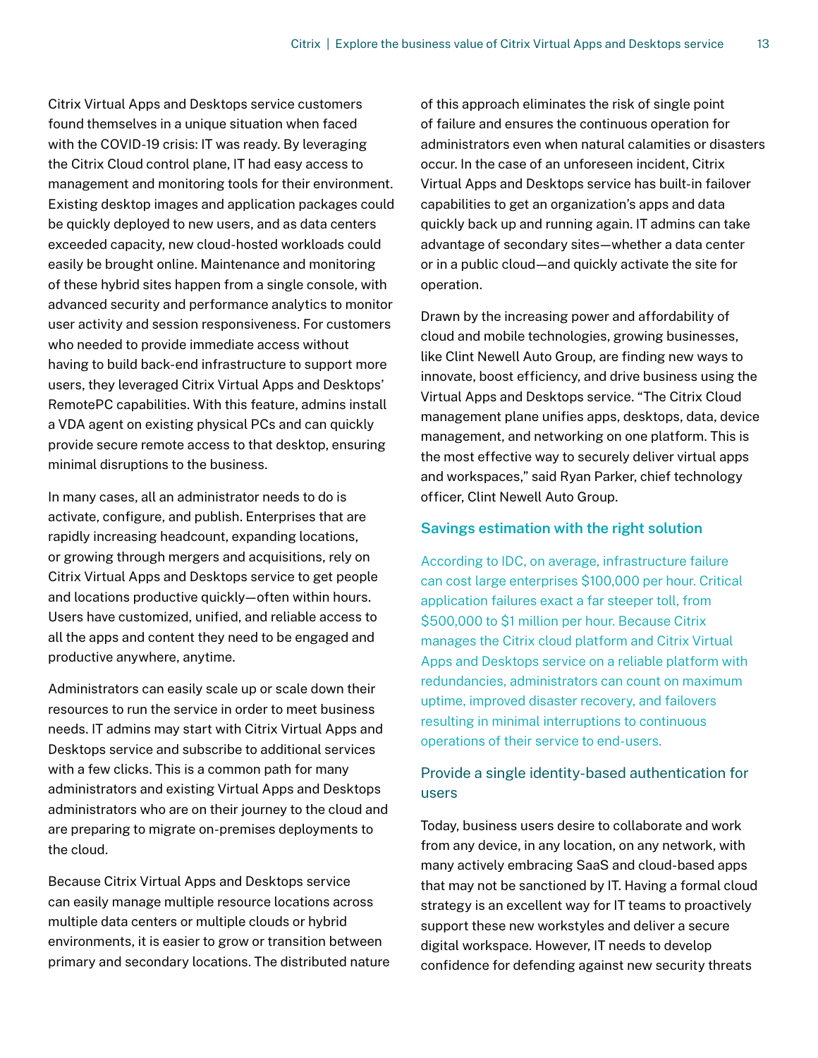Citrix Virtual Apps and Desktops service customers found themselves in a unique situation when faced with the COVID-19 crisis: IT was ready. By leveraging the Citrix Cloud control plane, IT had easy access to management and monitoring tools for their environment. Existing desktop images and application packages could be quickly deployed to new users, and as data centers exceeded capacity, new cloud-hosted workloads could easily be brought online. Maintenance and monitoring of these hybrid sites happen from a single console, with advanced security and performance analytics to monitor user activity and session responsiveness. For customers who needed to provide immediate access without having to build back-end infrastructure to support more users, they leveraged Citrix Virtual Apps and Desktops' RemotePC capabilities. With this feature, admins install a VDA agent on existing physical PCs and can quickly provide secure remote access to that desktop, ensuring minimal disruptions to the business.

In many cases, all an administrator needs to do is activate, configure, and publish. Enterprises that are rapidly increasing headcount, expanding locations, or growing through mergers and acquisitions, rely on Citrix Virtual Apps and Desktops service to get people and locations productive quickly—often within hours. Users have customized, unified, and reliable access to all the apps and content they need to be engaged and productive anywhere, anytime.

Administrators can easily scale up or scale down their resources to run the service in order to meet business needs. IT admins may start with Citrix Virtual Apps and Desktops service and subscribe to additional services with a few clicks. This is a common path for many administrators and existing Virtual Apps and Desktops administrators who are on their journey to the cloud and are preparing to migrate on-premises deployments to the cloud.

Because Citrix Virtual Apps and Desktops service can easily manage multiple resource locations across multiple data centers or multiple clouds or hybrid environments, it is easier to grow or transition between primary and secondary locations. The distributed nature of this approach eliminates the risk of single point of failure and ensures the continuous operation for administrators even when natural calamities or disasters occur. In the case of an unforeseen incident, Citrix Virtual Apps and Desktops service has built-in failover capabilities to get an organization's apps and data quickly back up and running again. IT admins can take advantage of secondary sites—whether a data center or in a public cloud—and quickly activate the site for operation.

Drawn by the increasing power and affordability of cloud and mobile technologies, growing businesses, like Clint Newell Auto Group, are finding new ways to innovate, boost efficiency, and drive business using the Virtual Apps and Desktops service. "The Citrix Cloud management plane unifies apps, desktops, data, device management, and networking on one platform. This is the most effective way to securely deliver virtual apps and workspaces," said Ryan Parker, chief technology officer, Clint Newell Auto Group.

### Savings estimation with the right solution

According to IDC, on average, infrastructure failure can cost large enterprises $100,000 per hour. Critical application failures exact a far steeper toll, from $500,000 to $1 million per hour. Because Citrix manages the Citrix cloud platform and Citrix Virtual Apps and Desktops service on a reliable platform with redundancies, administrators can count on maximum uptime, improved disaster recovery, and failovers resulting in minimal interruptions to continuous operations of their service to end-users.

## Provide a single identity-based authentication for users

Today, business users desire to collaborate and work from any device, in any location, on any network, with many actively embracing SaaS and cloud-based apps that may not be sanctioned by IT. Having a formal cloud strategy is an excellent way for IT teams to proactively support these new workstyles and deliver a secure digital workspace. However, IT needs to develop confidence for defending against new security threats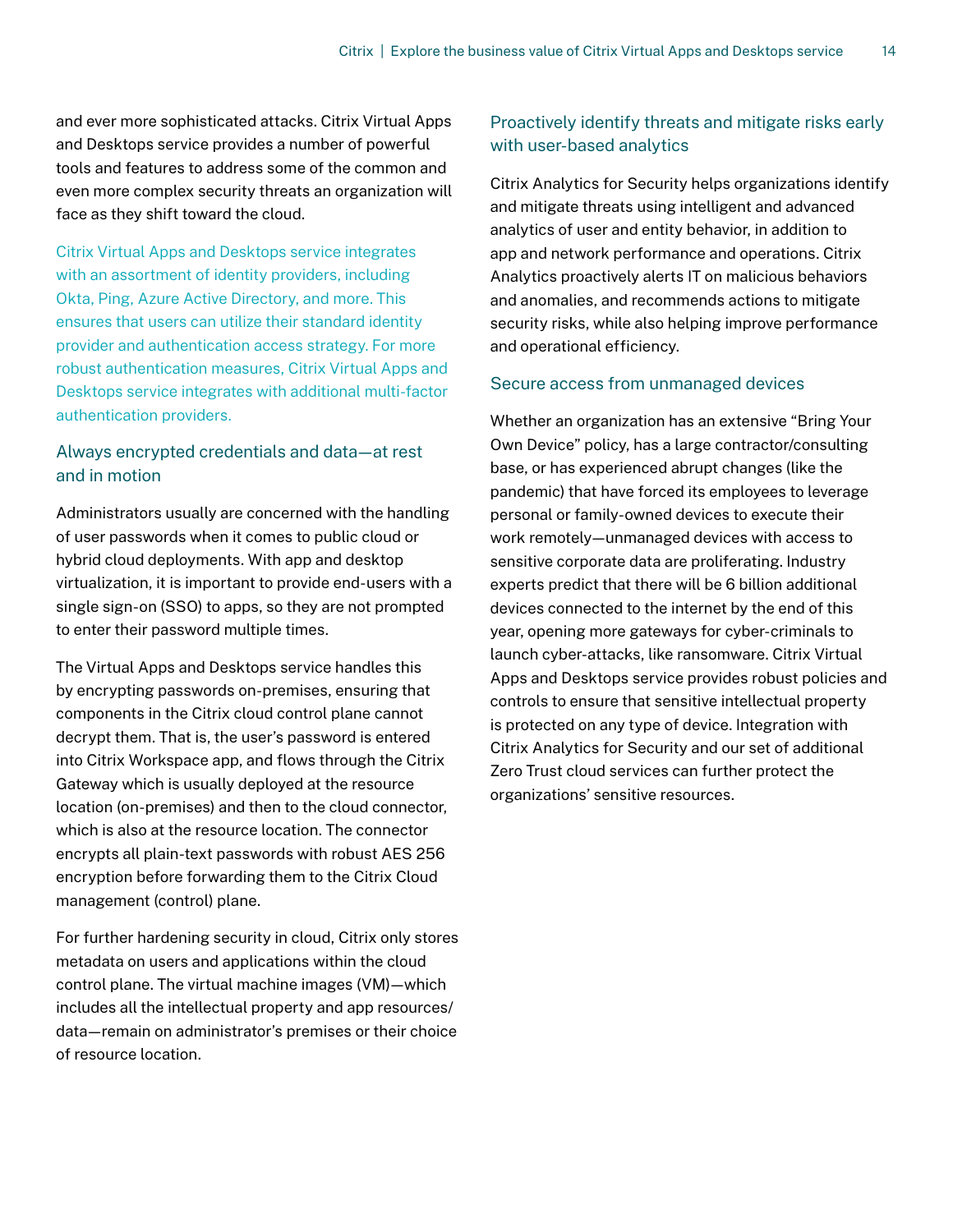and ever more sophisticated attacks. Citrix Virtual Apps and Desktops service provides a number of powerful tools and features to address some of the common and even more complex security threats an organization will face as they shift toward the cloud.

Citrix Virtual Apps and Desktops service integrates with an assortment of identity providers, including Okta, Ping, Azure Active Directory, and more. This ensures that users can utilize their standard identity provider and authentication access strategy. For more robust authentication measures, Citrix Virtual Apps and Desktops service integrates with additional multi-factor authentication providers.

### Always encrypted credentials and data—at rest and in motion

Administrators usually are concerned with the handling of user passwords when it comes to public cloud or hybrid cloud deployments. With app and desktop virtualization, it is important to provide end-users with a single sign-on (SSO) to apps, so they are not prompted to enter their password multiple times.

The Virtual Apps and Desktops service handles this by encrypting passwords on-premises, ensuring that components in the Citrix cloud control plane cannot decrypt them. That is, the user's password is entered into Citrix Workspace app, and flows through the Citrix Gateway which is usually deployed at the resource location (on-premises) and then to the cloud connector, which is also at the resource location. The connector encrypts all plain-text passwords with robust AES 256 encryption before forwarding them to the Citrix Cloud management (control) plane.

For further hardening security in cloud, Citrix only stores metadata on users and applications within the cloud control plane. The virtual machine images (VM)—which includes all the intellectual property and app resources/data—remain on administrator's premises or their choice of resource location.

### Proactively identify threats and mitigate risks early with user-based analytics

Citrix Analytics for Security helps organizations identify and mitigate threats using intelligent and advanced analytics of user and entity behavior, in addition to app and network performance and operations. Citrix Analytics proactively alerts IT on malicious behaviors and anomalies, and recommends actions to mitigate security risks, while also helping improve performance and operational efficiency.

### Secure access from unmanaged devices

Whether an organization has an extensive "Bring Your Own Device" policy, has a large contractor/consulting base, or has experienced abrupt changes (like the pandemic) that have forced its employees to leverage personal or family-owned devices to execute their work remotely—unmanaged devices with access to sensitive corporate data are proliferating. Industry experts predict that there will be 6 billion additional devices connected to the internet by the end of this year, opening more gateways for cyber-criminals to launch cyber-attacks, like ransomware. Citrix Virtual Apps and Desktops service provides robust policies and controls to ensure that sensitive intellectual property is protected on any type of device. Integration with Citrix Analytics for Security and our set of additional Zero Trust cloud services can further protect the organizations' sensitive resources.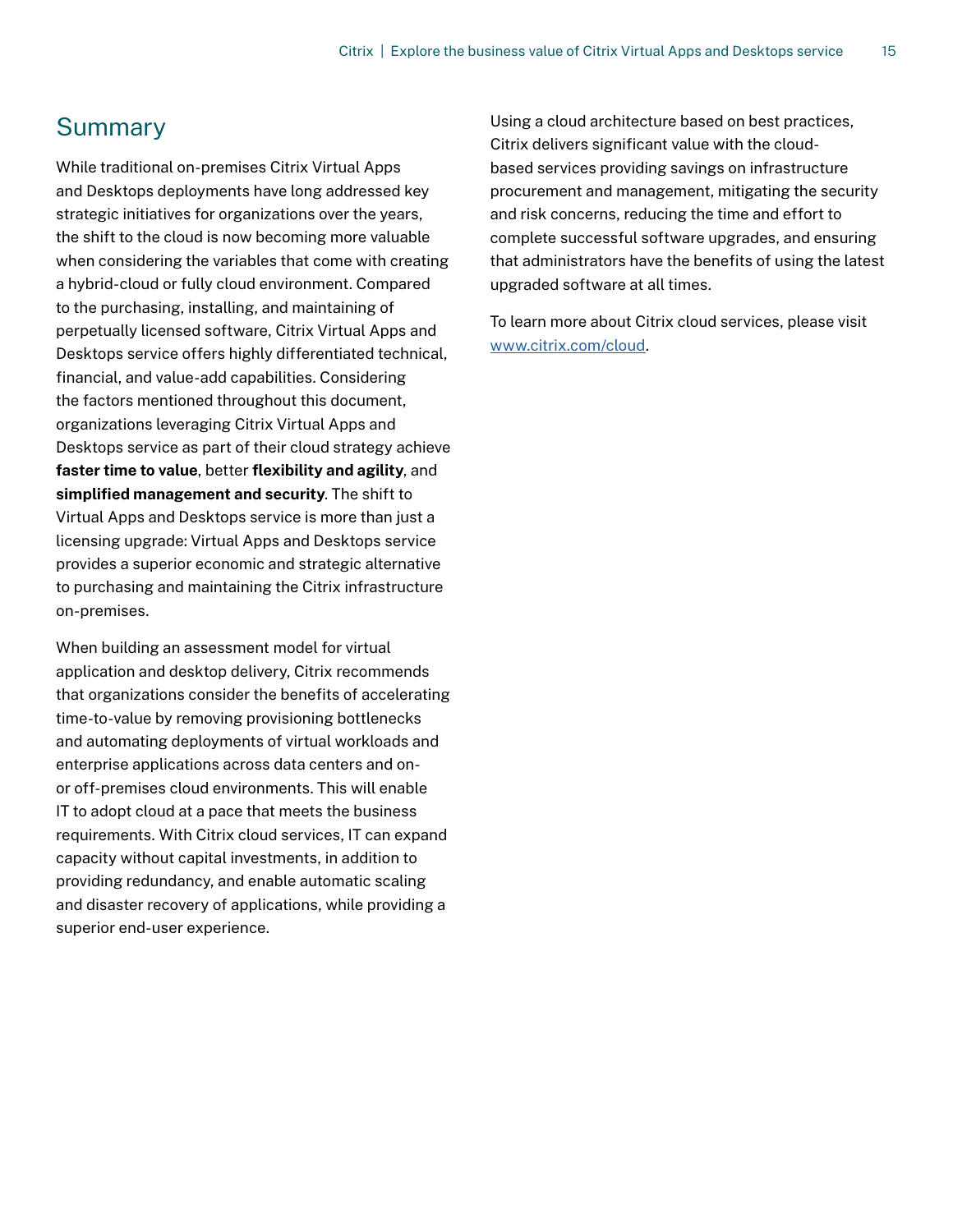## Summary

While traditional on-premises Citrix Virtual Apps and Desktops deployments have long addressed key strategic initiatives for organizations over the years, the shift to the cloud is now becoming more valuable when considering the variables that come with creating a hybrid-cloud or fully cloud environment. Compared to the purchasing, installing, and maintaining of perpetually licensed software, Citrix Virtual Apps and Desktops service offers highly differentiated technical, financial, and value-add capabilities. Considering the factors mentioned throughout this document, organizations leveraging Citrix Virtual Apps and Desktops service as part of their cloud strategy achieve **faster time to value**, better **flexibility and agility**, and **simplified management and security**. The shift to Virtual Apps and Desktops service is more than just a licensing upgrade: Virtual Apps and Desktops service provides a superior economic and strategic alternative to purchasing and maintaining the Citrix infrastructure on-premises.

When building an assessment model for virtual application and desktop delivery, Citrix recommends that organizations consider the benefits of accelerating time-to-value by removing provisioning bottlenecks and automating deployments of virtual workloads and enterprise applications across data centers and on- or off-premises cloud environments. This will enable IT to adopt cloud at a pace that meets the business requirements. With Citrix cloud services, IT can expand capacity without capital investments, in addition to providing redundancy, and enable automatic scaling and disaster recovery of applications, while providing a superior end-user experience.

Using a cloud architecture based on best practices, Citrix delivers significant value with the cloud-based services providing savings on infrastructure procurement and management, mitigating the security and risk concerns, reducing the time and effort to complete successful software upgrades, and ensuring that administrators have the benefits of using the latest upgraded software at all times.

To learn more about Citrix cloud services, please visit [www.citrix.com/cloud](www.citrix.com/cloud).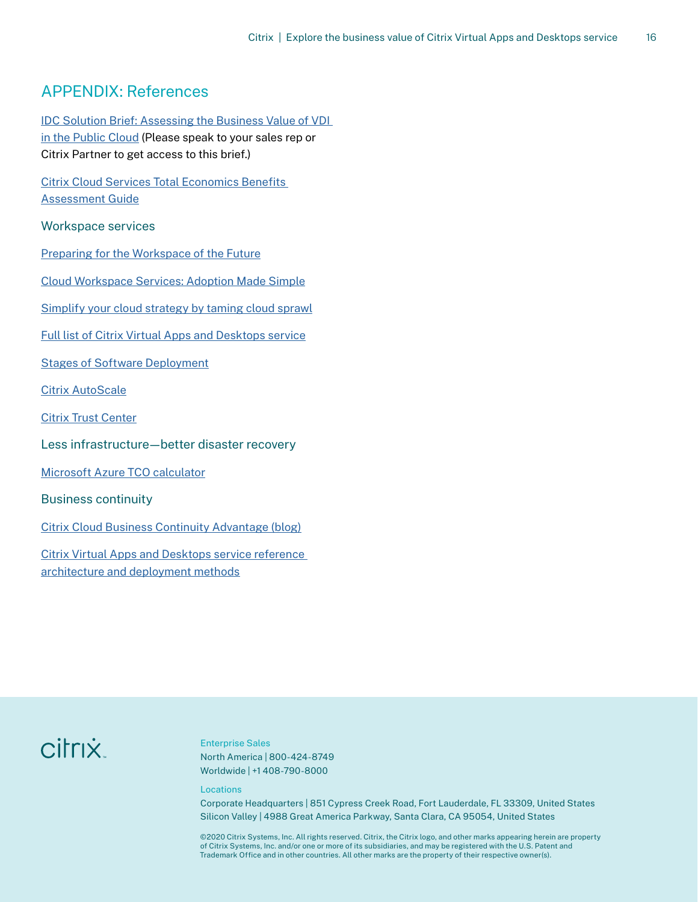## APPENDIX: References

IDC Solution Brief: Assessing the Business Value of VDI in the Public Cloud (Please speak to your sales rep or Citrix Partner to get access to this brief.)

Citrix Cloud Services Total Economics Benefits Assessment Guide

### Workspace services

Preparing for the Workspace of the Future

Cloud Workspace Services: Adoption Made Simple

Simplify your cloud strategy by taming cloud sprawl

Full list of Citrix Virtual Apps and Desktops service

Stages of Software Deployment

Citrix AutoScale

Citrix Trust Center

### Less infrastructure—better disaster recovery

Microsoft Azure TCO calculator

### Business continuity

Citrix Cloud Business Continuity Advantage (blog)

Citrix Virtual Apps and Desktops service reference architecture and deployment methods

citrix

Enterprise Sales
North America | 800-424-8749
Worldwide | +1 408-790-8000

Locations
Corporate Headquarters | 851 Cypress Creek Road, Fort Lauderdale, FL 33309, United States
Silicon Valley | 4988 Great America Parkway, Santa Clara, CA 95054, United States

©2020 Citrix Systems, Inc. All rights reserved. Citrix, the Citrix logo, and other marks appearing herein are property of Citrix Systems, Inc. and/or one or more of its subsidiaries, and may be registered with the U.S. Patent and Trademark Office and in other countries. All other marks are the property of their respective owner(s).